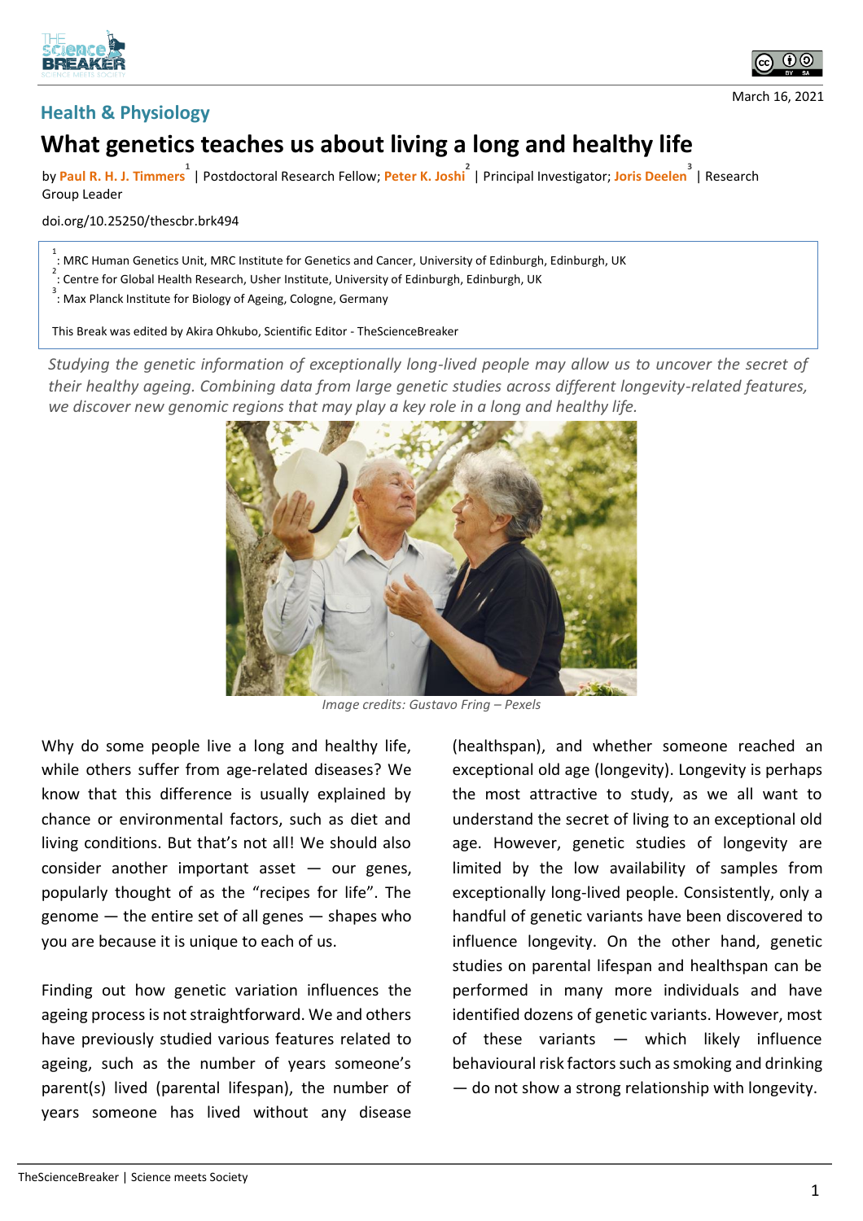Health & Physiology

# What genetics teaches us about living a long and healthy life

by **Paul R. H. J. Timmers**[1] | Postdoctoral Research Fellow; **Peter K. Joshi**[2] | Principal Investigator; **Joris Deelen**[3] | Research Group Leader

doi.org/10.25250/thescbr.brk494

[1]: MRC Human Genetics Unit, MRC Institute for Genetics and Cancer, University of Edinburgh, Edinburgh, UK
[2]: Centre for Global Health Research, Usher Institute, University of Edinburgh, Edinburgh, UK
[3]: Max Planck Institute for Biology of Ageing, Cologne, Germany

This Break was edited by Akira Ohkubo, Scientific Editor - TheScienceBreaker

March 16, 2021

*Studying the genetic information of exceptionally long-lived people may allow us to uncover the secret of their healthy ageing. Combining data from large genetic studies across different longevity-related features, we discover new genomic regions that may play a key role in a long and healthy life.*

*Image credits: Gustavo Fring – Pexels*

Why do some people live a long and healthy life, while others suffer from age-related diseases? We know that this difference is usually explained by chance or environmental factors, such as diet and living conditions. But that's not all! We should also consider another important asset — our genes, popularly thought of as the "recipes for life". The genome — the entire set of all genes — shapes who you are because it is unique to each of us.

Finding out how genetic variation influences the ageing process is not straightforward. We and others have previously studied various features related to ageing, such as the number of years someone's parent(s) lived (parental lifespan), the number of years someone has lived without any disease (healthspan), and whether someone reached an exceptional old age (longevity). Longevity is perhaps the most attractive to study, as we all want to understand the secret of living to an exceptional old age. However, genetic studies of longevity are limited by the low availability of samples from exceptionally long-lived people. Consistently, only a handful of genetic variants have been discovered to influence longevity. On the other hand, genetic studies on parental lifespan and healthspan can be performed in many more individuals and have identified dozens of genetic variants. However, most of these variants — which likely influence behavioural risk factors such as smoking and drinking — do not show a strong relationship with longevity.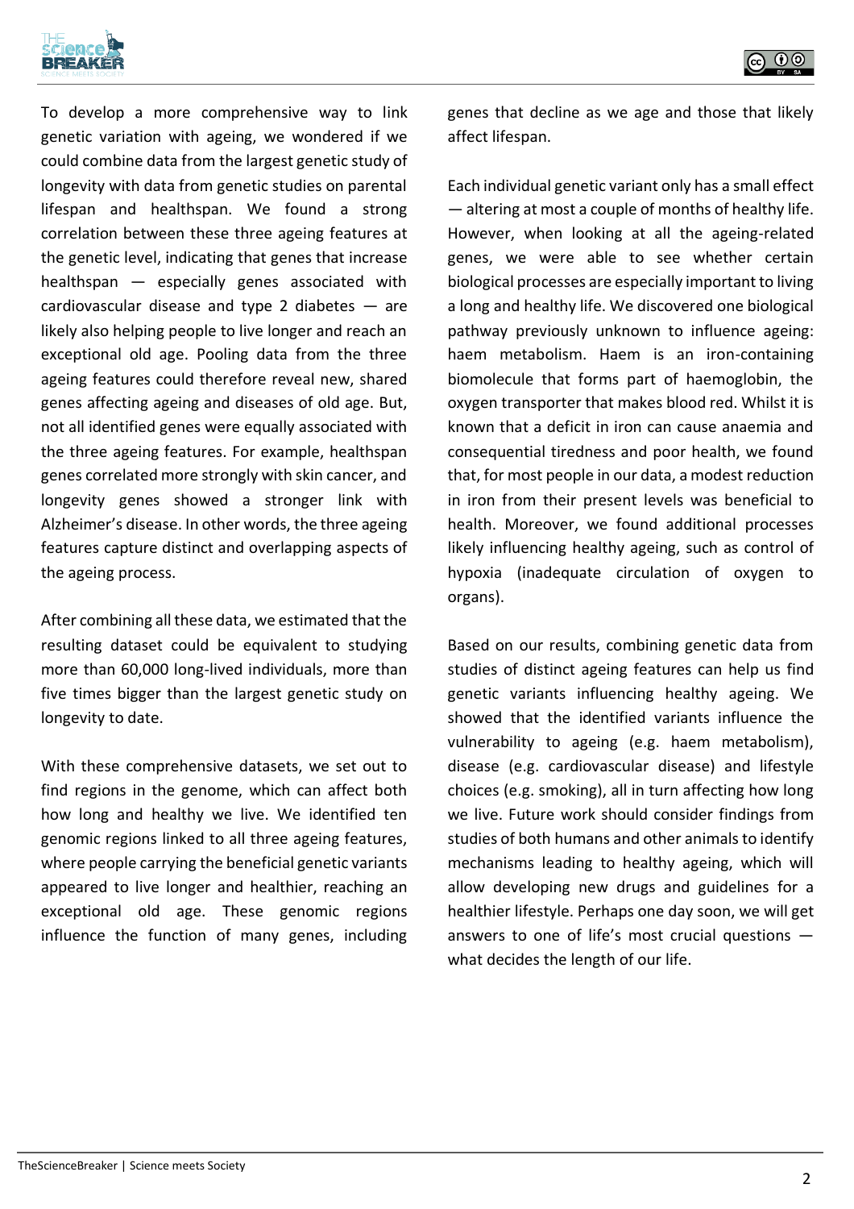To develop a more comprehensive way to link genetic variation with ageing, we wondered if we could combine data from the largest genetic study of longevity with data from genetic studies on parental lifespan and healthspan. We found a strong correlation between these three ageing features at the genetic level, indicating that genes that increase healthspan — especially genes associated with cardiovascular disease and type 2 diabetes — are likely also helping people to live longer and reach an exceptional old age. Pooling data from the three ageing features could therefore reveal new, shared genes affecting ageing and diseases of old age. But, not all identified genes were equally associated with the three ageing features. For example, healthspan genes correlated more strongly with skin cancer, and longevity genes showed a stronger link with Alzheimer's disease. In other words, the three ageing features capture distinct and overlapping aspects of the ageing process.

After combining all these data, we estimated that the resulting dataset could be equivalent to studying more than 60,000 long-lived individuals, more than five times bigger than the largest genetic study on longevity to date.

With these comprehensive datasets, we set out to find regions in the genome, which can affect both how long and healthy we live. We identified ten genomic regions linked to all three ageing features, where people carrying the beneficial genetic variants appeared to live longer and healthier, reaching an exceptional old age. These genomic regions influence the function of many genes, including genes that decline as we age and those that likely affect lifespan.

Each individual genetic variant only has a small effect — altering at most a couple of months of healthy life. However, when looking at all the ageing-related genes, we were able to see whether certain biological processes are especially important to living a long and healthy life. We discovered one biological pathway previously unknown to influence ageing: haem metabolism. Haem is an iron-containing biomolecule that forms part of haemoglobin, the oxygen transporter that makes blood red. Whilst it is known that a deficit in iron can cause anaemia and consequential tiredness and poor health, we found that, for most people in our data, a modest reduction in iron from their present levels was beneficial to health. Moreover, we found additional processes likely influencing healthy ageing, such as control of hypoxia (inadequate circulation of oxygen to organs).

Based on our results, combining genetic data from studies of distinct ageing features can help us find genetic variants influencing healthy ageing. We showed that the identified variants influence the vulnerability to ageing (e.g. haem metabolism), disease (e.g. cardiovascular disease) and lifestyle choices (e.g. smoking), all in turn affecting how long we live. Future work should consider findings from studies of both humans and other animals to identify mechanisms leading to healthy ageing, which will allow developing new drugs and guidelines for a healthier lifestyle. Perhaps one day soon, we will get answers to one of life's most crucial questions — what decides the length of our life.